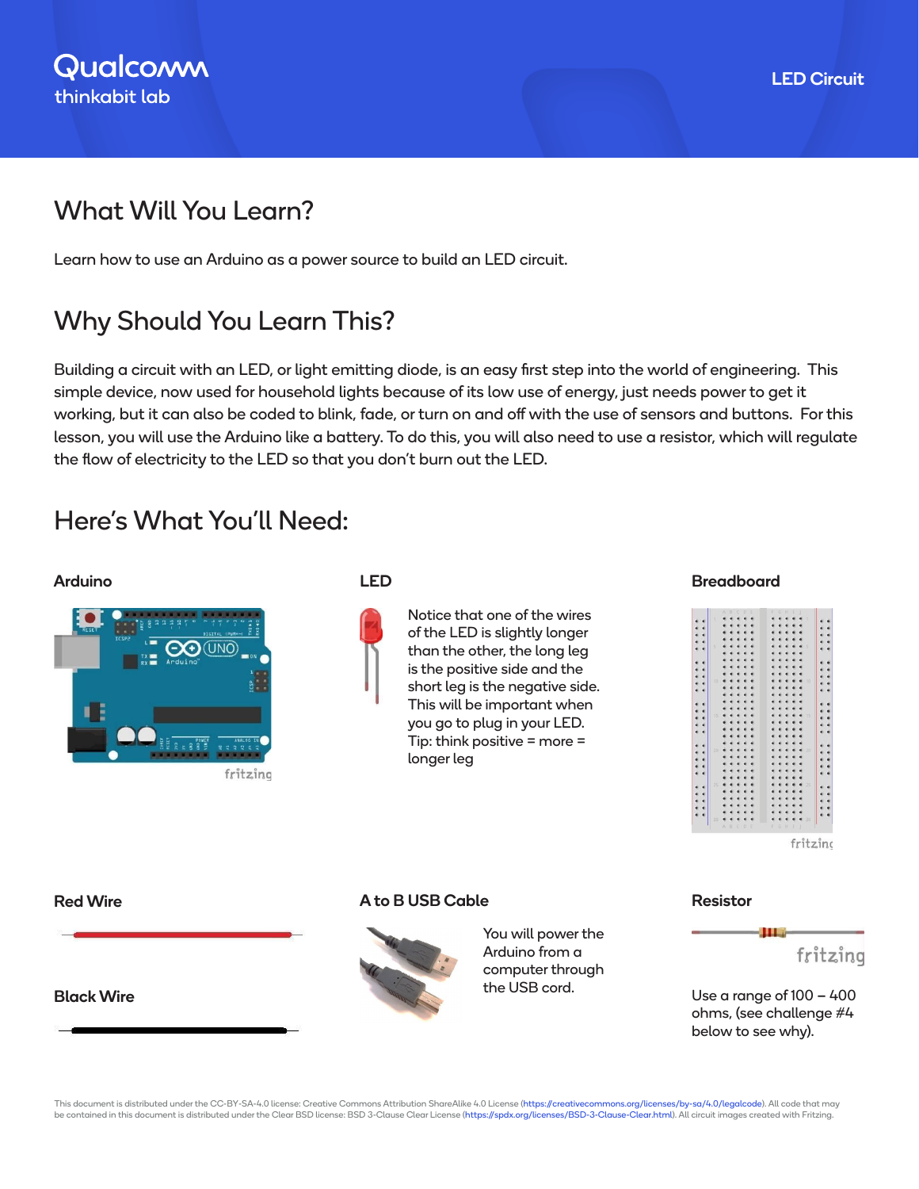Qualcomm
thinkabit lab

LED Circuit

## What Will You Learn?

Learn how to use an Arduino as a power source to build an LED circuit.

## Why Should You Learn This?

Building a circuit with an LED, or light emitting diode, is an easy first step into the world of engineering. This simple device, now used for household lights because of its low use of energy, just needs power to get it working, but it can also be coded to blink, fade, or turn on and off with the use of sensors and buttons. For this lesson, you will use the Arduino like a battery. To do this, you will also need to use a resistor, which will regulate the flow of electricity to the LED so that you don't burn out the LED.

## Here's What You'll Need:

**Arduino**

**LED**

Notice that one of the wires of the LED is slightly longer than the other, the long leg is the positive side and the short leg is the negative side. This will be important when you go to plug in your LED. Tip: think positive = more = longer leg

**Breadboard**

**Red Wire**

**Black Wire**

**A to B USB Cable**

You will power the Arduino from a computer through the USB cord.

**Resistor**

Use a range of 100 – 400 ohms, (see challenge #4 below to see why).

This document is distributed under the CC-BY-SA-4.0 license: Creative Commons Attribution ShareAlike 4.0 License (https://creativecommons.org/licenses/by-sa/4.0/legalcode). All code that may be contained in this document is distributed under the Clear BSD license: BSD 3-Clause Clear License (https://spdx.org/licenses/BSD-3-Clause-Clear.html). All circuit images created with Fritzing.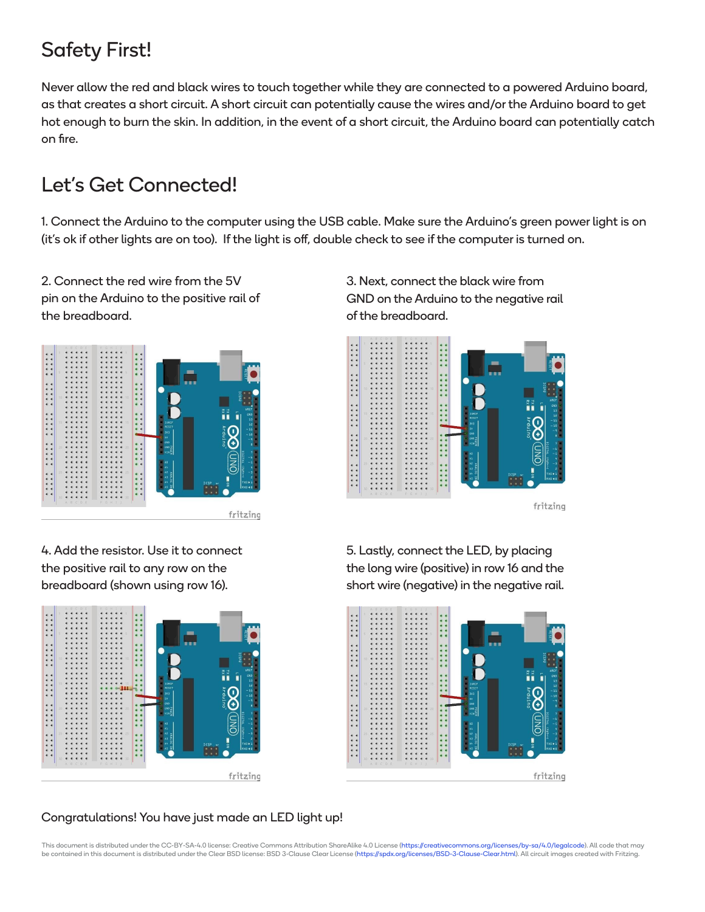## Safety First!

Never allow the red and black wires to touch together while they are connected to a powered Arduino board, as that creates a short circuit. A short circuit can potentially cause the wires and/or the Arduino board to get hot enough to burn the skin. In addition, in the event of a short circuit, the Arduino board can potentially catch on fire.

## Let's Get Connected!

1. Connect the Arduino to the computer using the USB cable. Make sure the Arduino's green power light is on (it's ok if other lights are on too). If the light is off, double check to see if the computer is turned on.

2. Connect the red wire from the 5V pin on the Arduino to the positive rail of the breadboard.

3. Next, connect the black wire from GND on the Arduino to the negative rail of the breadboard.

4. Add the resistor. Use it to connect the positive rail to any row on the breadboard (shown using row 16).

5. Lastly, connect the LED, by placing the long wire (positive) in row 16 and the short wire (negative) in the negative rail.

Congratulations! You have just made an LED light up!

This document is distributed under the CC-BY-SA-4.0 license: Creative Commons Attribution ShareAlike 4.0 License (https://creativecommons.org/licenses/by-sa/4.0/legalcode). All code that may be contained in this document is distributed under the Clear BSD license: BSD 3-Clause Clear License (https://spdx.org/licenses/BSD-3-Clause-Clear.html). All circuit images created with Fritzing.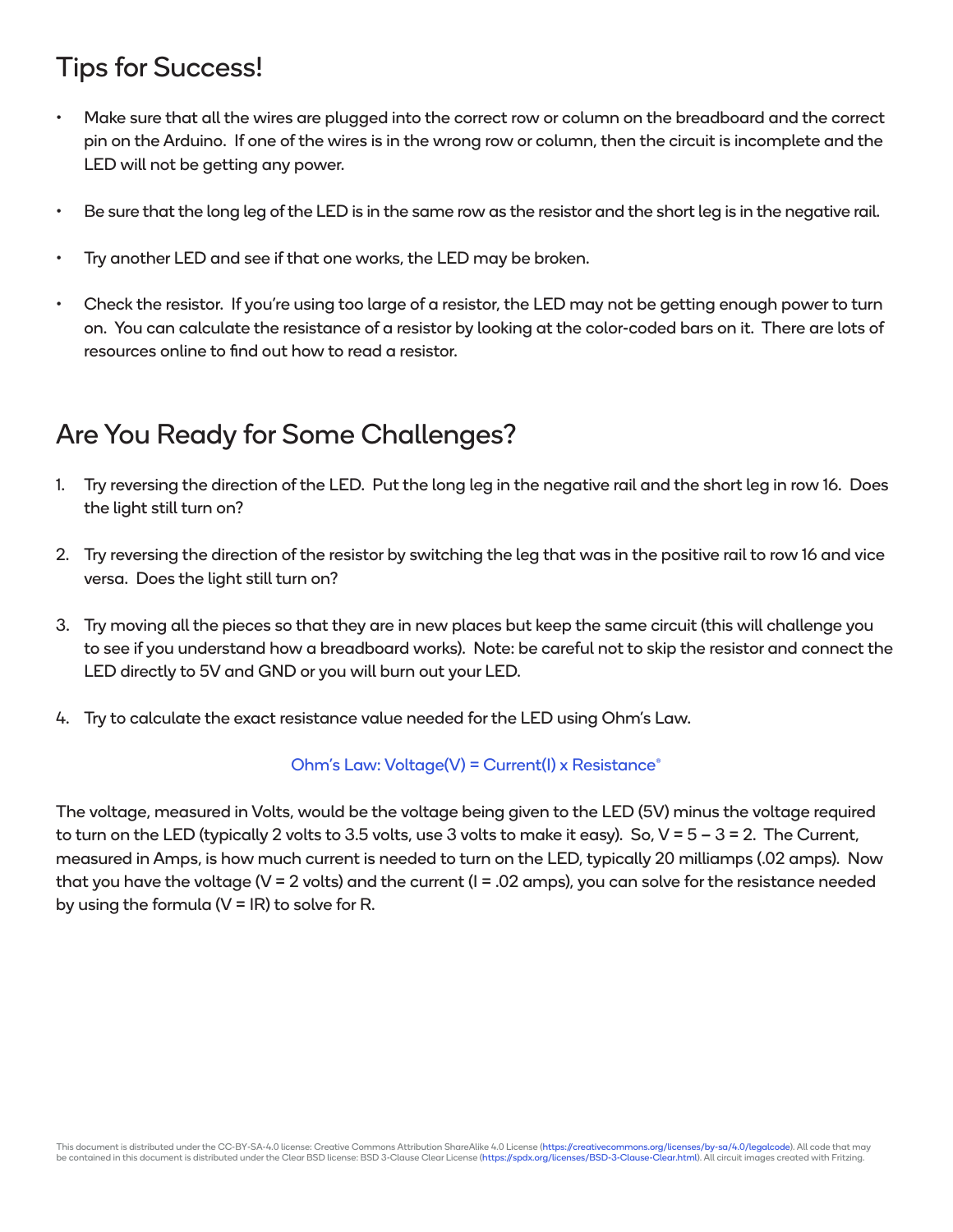## Tips for Success!

- Make sure that all the wires are plugged into the correct row or column on the breadboard and the correct pin on the Arduino. If one of the wires is in the wrong row or column, then the circuit is incomplete and the LED will not be getting any power.
- Be sure that the long leg of the LED is in the same row as the resistor and the short leg is in the negative rail.
- Try another LED and see if that one works, the LED may be broken.
- Check the resistor. If you're using too large of a resistor, the LED may not be getting enough power to turn on. You can calculate the resistance of a resistor by looking at the color-coded bars on it. There are lots of resources online to find out how to read a resistor.

## Are You Ready for Some Challenges?

1. Try reversing the direction of the LED. Put the long leg in the negative rail and the short leg in row 16. Does the light still turn on?
2. Try reversing the direction of the resistor by switching the leg that was in the positive rail to row 16 and vice versa. Does the light still turn on?
3. Try moving all the pieces so that they are in new places but keep the same circuit (this will challenge you to see if you understand how a breadboard works). Note: be careful not to skip the resistor and connect the LED directly to 5V and GND or you will burn out your LED.
4. Try to calculate the exact resistance value needed for the LED using Ohm's Law.

Ohm's Law: Voltage(V) = Current(I) x Resistance®

The voltage, measured in Volts, would be the voltage being given to the LED (5V) minus the voltage required to turn on the LED (typically 2 volts to 3.5 volts, use 3 volts to make it easy). So, $V = 5 - 3 = 2$. The Current, measured in Amps, is how much current is needed to turn on the LED, typically 20 milliamps (.02 amps). Now that you have the voltage ($V = 2$ volts) and the current ($I = .02$ amps), you can solve for the resistance needed by using the formula ($V = IR$) to solve for R.

This document is distributed under the CC-BY-SA-4.0 license: Creative Commons Attribution ShareAlike 4.0 License (https://creativecommons.org/licenses/by-sa/4.0/legalcode). All code that may be contained in this document is distributed under the Clear BSD license: BSD 3-Clause Clear License (https://spdx.org/licenses/BSD-3-Clause-Clear.html). All circuit images created with Fritzing.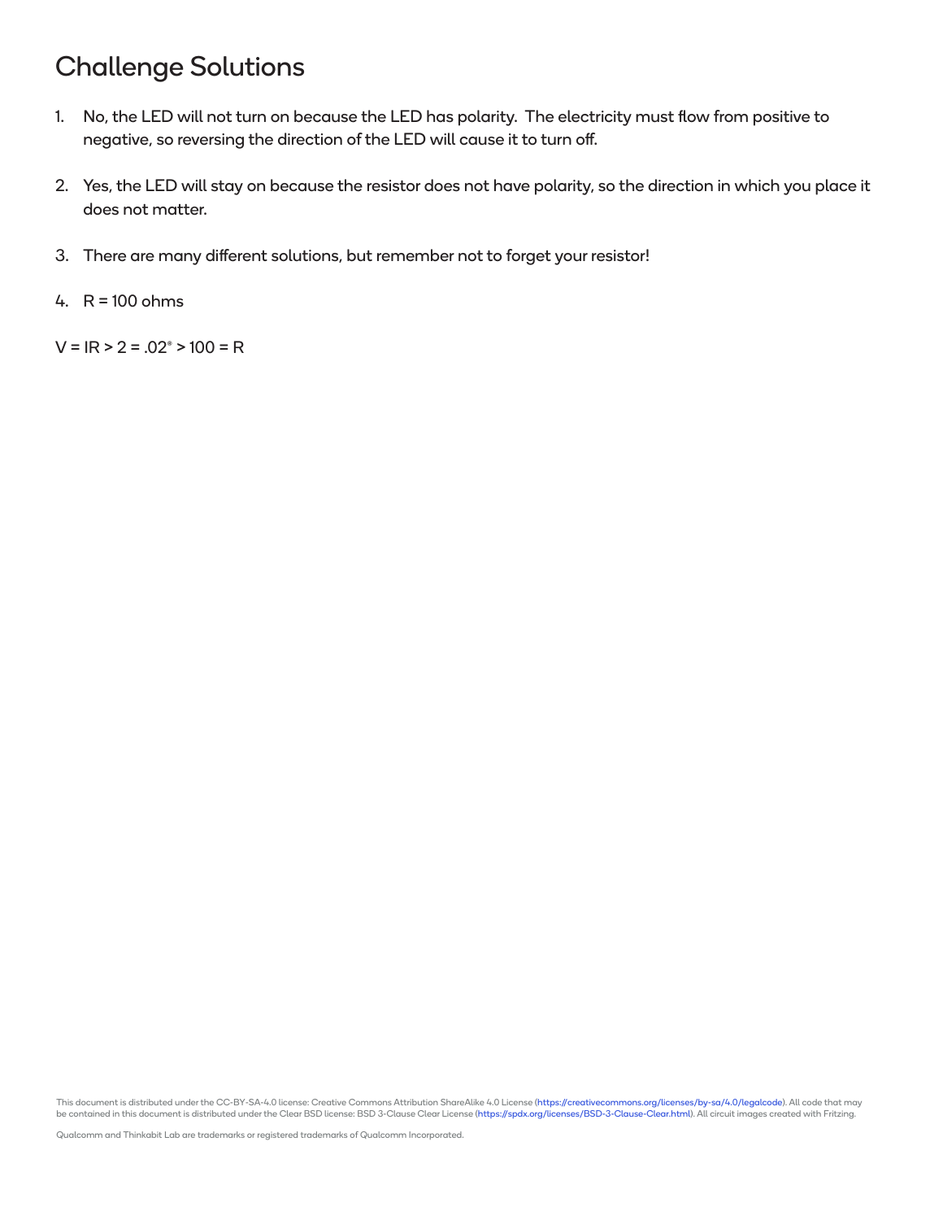# Challenge Solutions

1. No, the LED will not turn on because the LED has polarity. The electricity must flow from positive to negative, so reversing the direction of the LED will cause it to turn off.

2. Yes, the LED will stay on because the resistor does not have polarity, so the direction in which you place it does not matter.

3. There are many different solutions, but remember not to forget your resistor!

4. R = 100 ohms

$V = IR > 2 = .02^{*} > 100 = R$